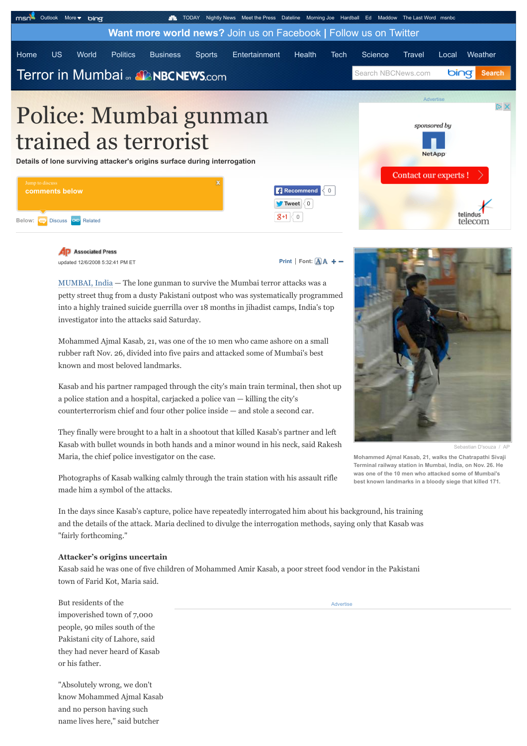# Police: Mumbai gunman trained as terrorist

**Details of lone surviving attacker's origins surface during interrogation**

Associated Press

updated 12/6/2008 5:32:41 PM ET

MUMBAI, India — The lone gunman to survive the Mumbai terror attacks was a petty street thug from a dusty Pakistani outpost who was systematically programmed into a highly trained suicide guerrilla over 18 months in jihadist camps, India's top investigator into the attacks said Saturday.

Mohammed Ajmal Kasab, 21, was one of the 10 men who came ashore on a small rubber raft Nov. 26, divided into five pairs and attacked some of Mumbai's best known and most beloved landmarks.

Kasab and his partner rampaged through the city's main train terminal, then shot up a police station and a hospital, carjacked a police van — killing the city's counterterrorism chief and four other police inside — and stole a second car.

They finally were brought to a halt in a shootout that killed Kasab's partner and left Kasab with bullet wounds in both hands and a minor wound in his neck, said Rakesh Maria, the chief police investigator on the case.

Photographs of Kasab walking calmly through the train station with his assault rifle made him a symbol of the attacks.

Sebastian D'souza / AP

Mohammed Ajmal Kasab, 21, walks the Chatrapathi Sivaji Terminal railway station in Mumbai, India, on Nov. 26. He was one of the 10 men who attacked some of Mumbai's best known landmarks in a bloody siege that killed 171.

In the days since Kasab's capture, police have repeatedly interrogated him about his background, his training and the details of the attack. Maria declined to divulge the interrogation methods, saying only that Kasab was "fairly forthcoming."

**Attacker's origins uncertain**

Kasab said he was one of five children of Mohammed Amir Kasab, a poor street food vendor in the Pakistani town of Farid Kot, Maria said.

But residents of the impoverished town of 7,000 people, 90 miles south of the Pakistani city of Lahore, said they had never heard of Kasab or his father.

"Absolutely wrong, we don't know Mohammed Ajmal Kasab and no person having such name lives here," said butcher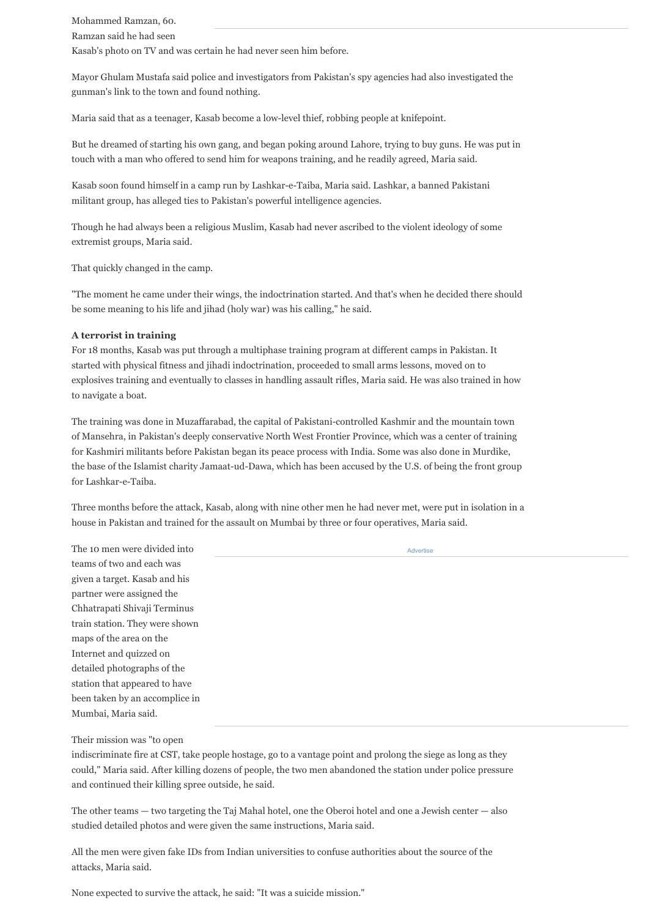Mohammed Ramzan, 60.

Ramzan said he had seen Kasab's photo on TV and was certain he had never seen him before.

Mayor Ghulam Mustafa said police and investigators from Pakistan's spy agencies had also investigated the gunman's link to the town and found nothing.

Maria said that as a teenager, Kasab become a low-level thief, robbing people at knifepoint.

But he dreamed of starting his own gang, and began poking around Lahore, trying to buy guns. He was put in touch with a man who offered to send him for weapons training, and he readily agreed, Maria said.

Kasab soon found himself in a camp run by Lashkar-e-Taiba, Maria said. Lashkar, a banned Pakistani militant group, has alleged ties to Pakistan's powerful intelligence agencies.

Though he had always been a religious Muslim, Kasab had never ascribed to the violent ideology of some extremist groups, Maria said.

That quickly changed in the camp.

"The moment he came under their wings, the indoctrination started. And that's when he decided there should be some meaning to his life and jihad (holy war) was his calling," he said.

**A terrorist in training**

For 18 months, Kasab was put through a multiphase training program at different camps in Pakistan. It started with physical fitness and jihadi indoctrination, proceeded to small arms lessons, moved on to explosives training and eventually to classes in handling assault rifles, Maria said. He was also trained in how to navigate a boat.

The training was done in Muzaffarabad, the capital of Pakistani-controlled Kashmir and the mountain town of Mansehra, in Pakistan's deeply conservative North West Frontier Province, which was a center of training for Kashmiri militants before Pakistan began its peace process with India. Some was also done in Murdike, the base of the Islamist charity Jamaat-ud-Dawa, which has been accused by the U.S. of being the front group for Lashkar-e-Taiba.

Three months before the attack, Kasab, along with nine other men he had never met, were put in isolation in a house in Pakistan and trained for the assault on Mumbai by three or four operatives, Maria said.

The 10 men were divided into teams of two and each was given a target. Kasab and his partner were assigned the Chhatrapati Shivaji Terminus train station. They were shown maps of the area on the Internet and quizzed on detailed photographs of the station that appeared to have been taken by an accomplice in Mumbai, Maria said.

Their mission was "to open indiscriminate fire at CST, take people hostage, go to a vantage point and prolong the siege as long as they could," Maria said. After killing dozens of people, the two men abandoned the station under police pressure and continued their killing spree outside, he said.

The other teams — two targeting the Taj Mahal hotel, one the Oberoi hotel and one a Jewish center — also studied detailed photos and were given the same instructions, Maria said.

All the men were given fake IDs from Indian universities to confuse authorities about the source of the attacks, Maria said.

None expected to survive the attack, he said: "It was a suicide mission."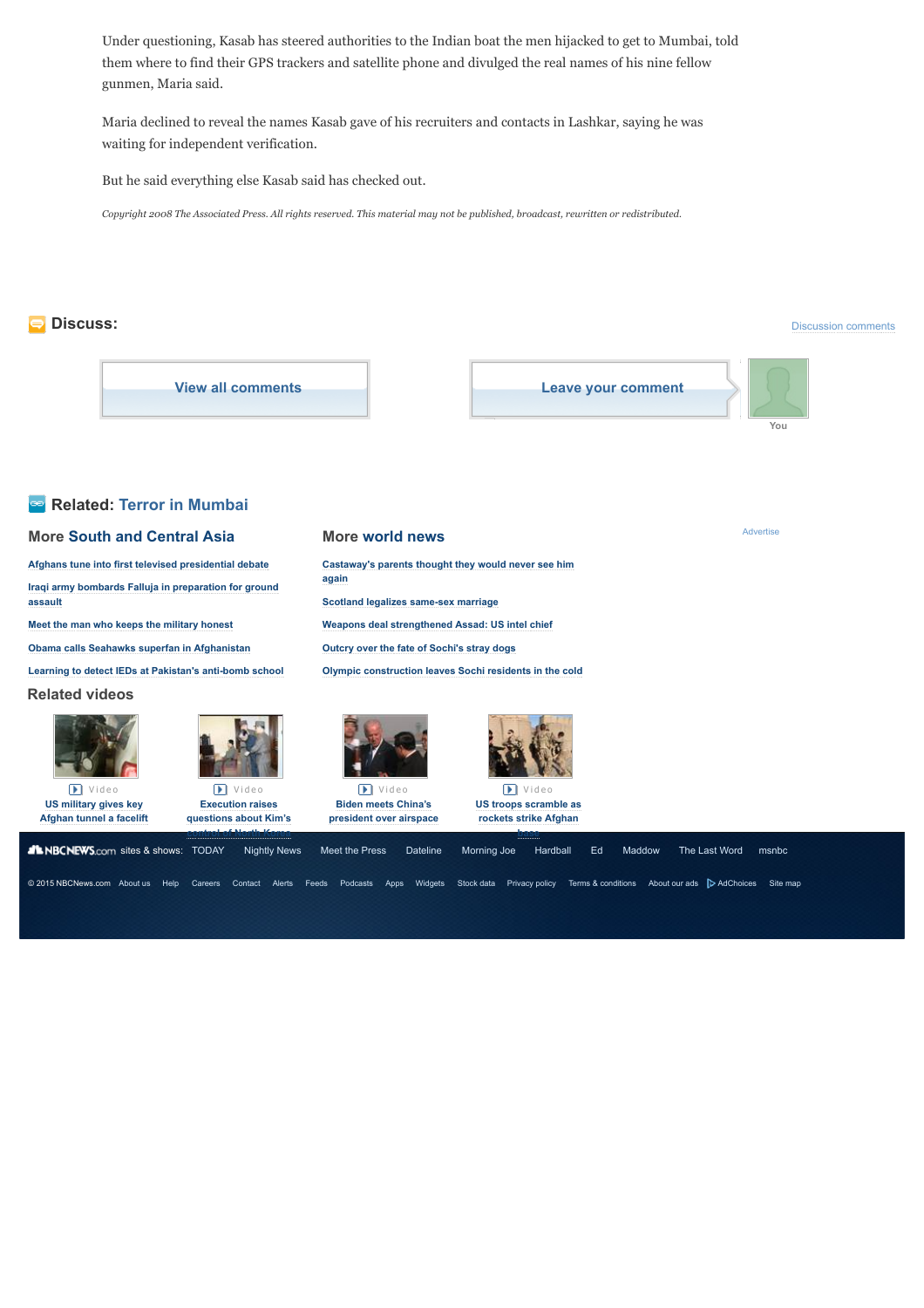Under questioning, Kasab has steered authorities to the Indian boat the men hijacked to get to Mumbai, told them where to find their GPS trackers and satellite phone and divulged the real names of his nine fellow gunmen, Maria said.

Maria declined to reveal the names Kasab gave of his recruiters and contacts in Lashkar, saying he was waiting for independent verification.

But he said everything else Kasab said has checked out.

*Copyright 2008 The Associated Press. All rights reserved. This material may not be published, broadcast, rewritten or redistributed.*

## Discuss:

Discussion comments

View all comments

Leave your comment

You

## Related: Terror in Mumbai

### More South and Central Asia

- Afghans tune into first televised presidential debate
- Iraqi army bombards Falluja in preparation for ground assault
- Meet the man who keeps the military honest
- Obama calls Seahawks superfan in Afghanistan
- Learning to detect IEDs at Pakistan's anti-bomb school

### More world news

- Castaway's parents thought they would never see him again
- Scotland legalizes same-sex marriage
- Weapons deal strengthened Assad: US intel chief
- Outcry over the fate of Sochi's stray dogs
- Olympic construction leaves Sochi residents in the cold

Advertise

### Related videos

- Video: US military gives key Afghan tunnel a facelift
- Video: Execution raises questions about Kim's control of North Korea
- Video: Biden meets China's president over airspace
- Video: US troops scramble as rockets strike Afghan base

NBCNEWS.com sites & shows: TODAY | Nightly News | Meet the Press | Dateline | Morning Joe | Hardball | Ed | Maddow | The Last Word | msnbc

© 2015 NBCNews.com | About us | Help | Careers | Contact | Alerts | Feeds | Podcasts | Apps | Widgets | Stock data | Privacy policy | Terms & conditions | About our ads | AdChoices | Site map